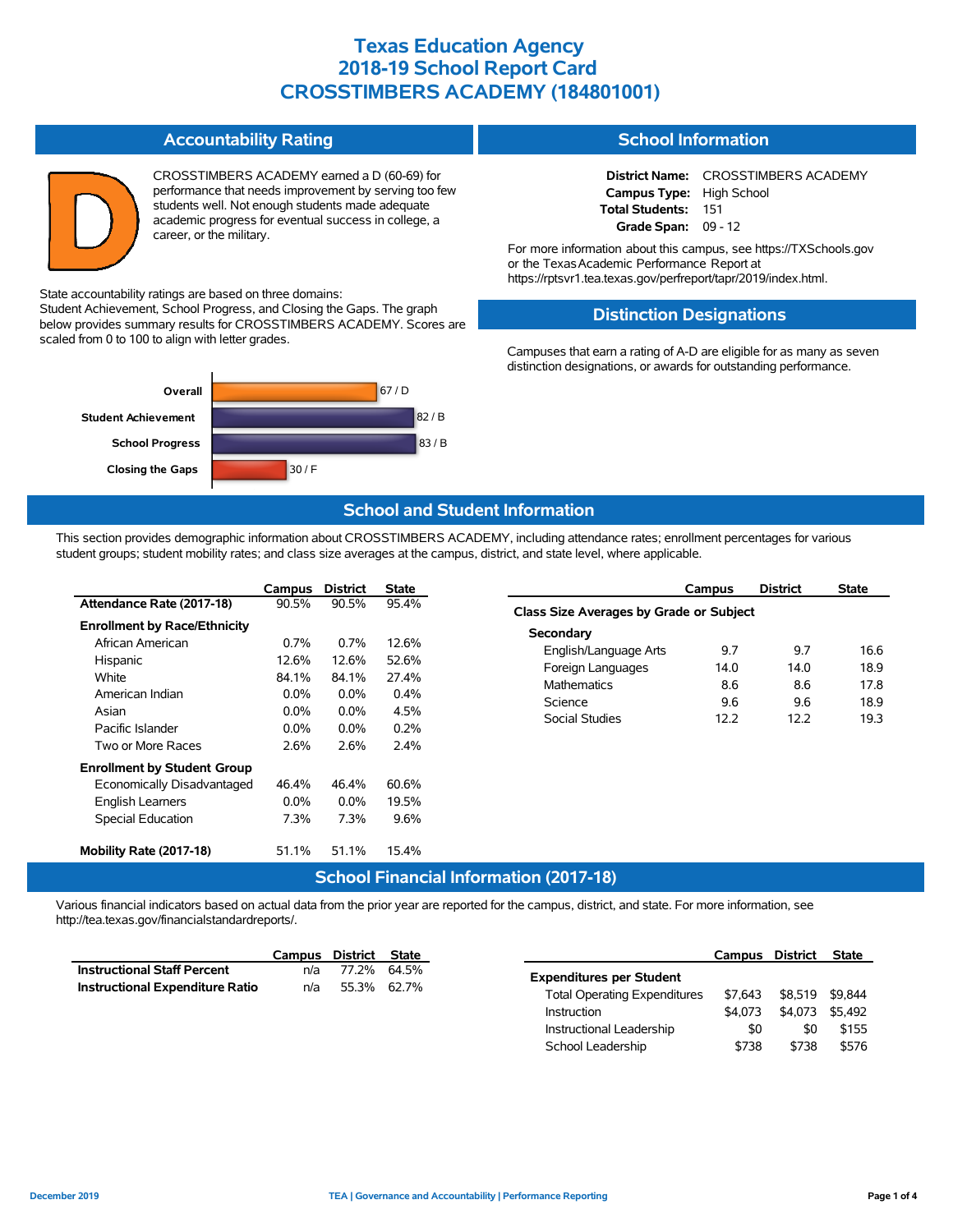# Texas Education Agency
# 2018-19 School Report Card
# CROSSTIMBERS ACADEMY (184801001)

## Accountability Rating

D

CROSSTIMBERS ACADEMY earned a D (60-69) for performance that needs improvement by serving too few students well. Not enough students made adequate academic progress for eventual success in college, a career, or the military.

State accountability ratings are based on three domains: Student Achievement, School Progress, and Closing the Gaps. The graph below provides summary results for CROSSTIMBERS ACADEMY. Scores are scaled from 0 to 100 to align with letter grades.

| Domain | Score |
|---|---|
| Overall | 67 / D |
| Student Achievement | 82 / B |
| School Progress | 83 / B |
| Closing the Gaps | 30 / F |

## School Information

**District Name:** CROSSTIMBERS ACADEMY
**Campus Type:** High School
**Total Students:** 151
**Grade Span:** 09 - 12

For more information about this campus, see https://TXSchools.gov or the Texas Academic Performance Report at https://rptsvr1.tea.texas.gov/perfreport/tapr/2019/index.html.

## Distinction Designations

Campuses that earn a rating of A-D are eligible for as many as seven distinction designations, or awards for outstanding performance.

## School and Student Information

This section provides demographic information about CROSSTIMBERS ACADEMY, including attendance rates; enrollment percentages for various student groups; student mobility rates; and class size averages at the campus, district, and state level, where applicable.

| | Campus | District | State |
|---|---|---|---|
| **Attendance Rate (2017-18)** | 90.5% | 90.5% | 95.4% |
| **Enrollment by Race/Ethnicity** | | | |
| African American | 0.7% | 0.7% | 12.6% |
| Hispanic | 12.6% | 12.6% | 52.6% |
| White | 84.1% | 84.1% | 27.4% |
| American Indian | 0.0% | 0.0% | 0.4% |
| Asian | 0.0% | 0.0% | 4.5% |
| Pacific Islander | 0.0% | 0.0% | 0.2% |
| Two or More Races | 2.6% | 2.6% | 2.4% |
| **Enrollment by Student Group** | | | |
| Economically Disadvantaged | 46.4% | 46.4% | 60.6% |
| English Learners | 0.0% | 0.0% | 19.5% |
| Special Education | 7.3% | 7.3% | 9.6% |
| **Mobility Rate (2017-18)** | 51.1% | 51.1% | 15.4% |

| | Campus | District | State |
|---|---|---|---|
| **Class Size Averages by Grade or Subject** | | | |
| **Secondary** | | | |
| English/Language Arts | 9.7 | 9.7 | 16.6 |
| Foreign Languages | 14.0 | 14.0 | 18.9 |
| Mathematics | 8.6 | 8.6 | 17.8 |
| Science | 9.6 | 9.6 | 18.9 |
| Social Studies | 12.2 | 12.2 | 19.3 |

## School Financial Information (2017-18)

Various financial indicators based on actual data from the prior year are reported for the campus, district, and state. For more information, see http://tea.texas.gov/financialstandardreports/.

| | Campus | District | State |
|---|---|---|---|
| **Instructional Staff Percent** | n/a | 77.2% | 64.5% |
| **Instructional Expenditure Ratio** | n/a | 55.3% | 62.7% |

| | Campus | District | State |
|---|---|---|---|
| **Expenditures per Student** | | | |
| Total Operating Expenditures | $7,643 | $8,519 | $9,844 |
| Instruction | $4,073 | $4,073 | $5,492 |
| Instructional Leadership | $0 | $0 | $155 |
| School Leadership | $738 | $738 | $576 |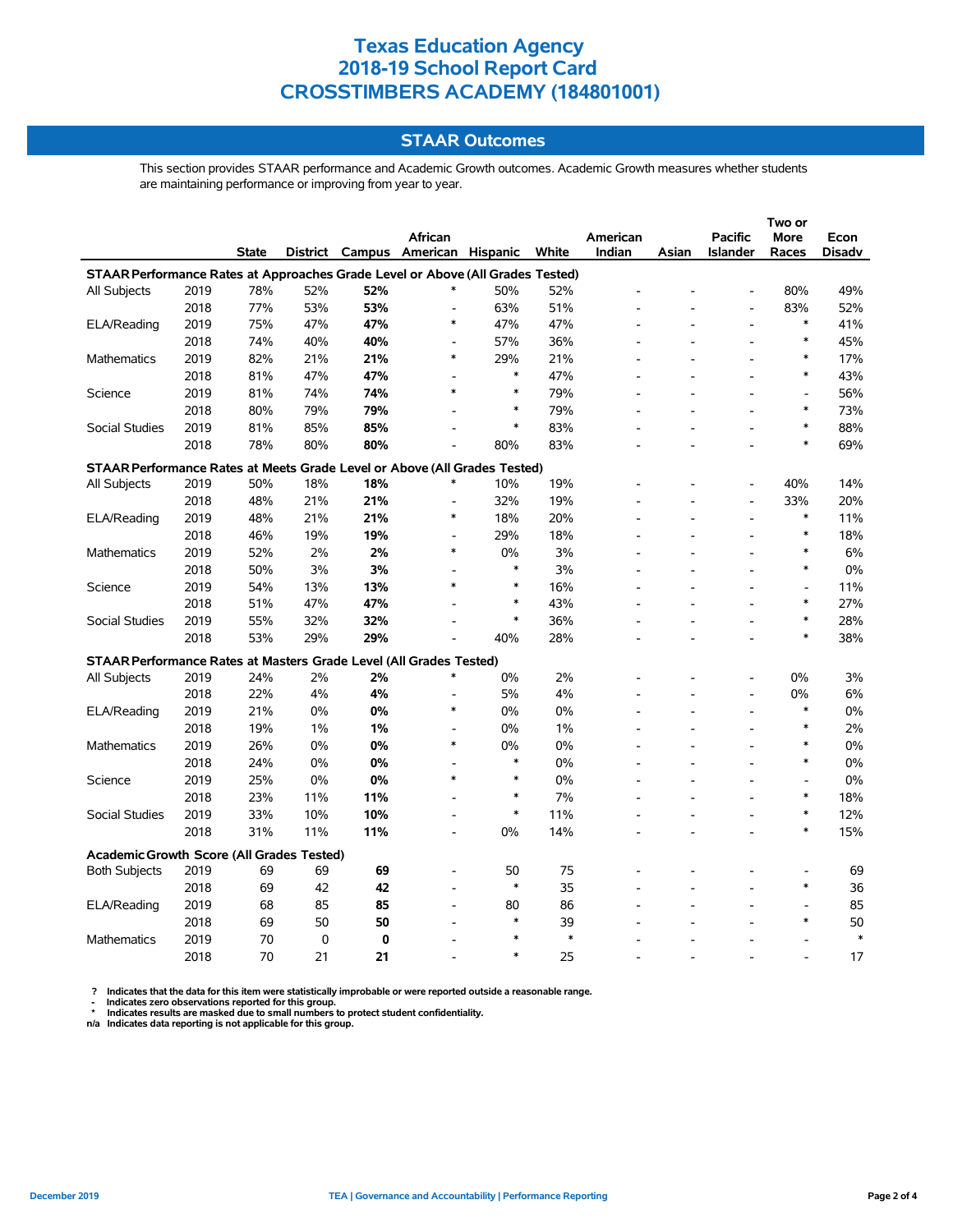# Texas Education Agency
# 2018-19 School Report Card
# CROSSTIMBERS ACADEMY (184801001)

## STAAR Outcomes

This section provides STAAR performance and Academic Growth outcomes. Academic Growth measures whether students are maintaining performance or improving from year to year.

| | | State | District | Campus | African American | Hispanic | White | American Indian | Asian | Pacific Islander | Two or More Races | Econ Disadv |
|---|---|---|---|---|---|---|---|---|---|---|---|---|
| **STAAR Performance Rates at Approaches Grade Level or Above (All Grades Tested)** | | | | | | | | | | | | |
| All Subjects | 2019 | 78% | 52% | **52%** | * | 50% | 52% | - | - | - | 80% | 49% |
| | 2018 | 77% | 53% | **53%** | - | 63% | 51% | - | - | - | 83% | 52% |
| ELA/Reading | 2019 | 75% | 47% | **47%** | * | 47% | 47% | - | - | - | * | 41% |
| | 2018 | 74% | 40% | **40%** | - | 57% | 36% | - | - | - | * | 45% |
| Mathematics | 2019 | 82% | 21% | **21%** | * | 29% | 21% | - | - | - | * | 17% |
| | 2018 | 81% | 47% | **47%** | - | * | 47% | - | - | - | * | 43% |
| Science | 2019 | 81% | 74% | **74%** | * | * | 79% | - | - | - | - | 56% |
| | 2018 | 80% | 79% | **79%** | - | * | 79% | - | - | - | * | 73% |
| Social Studies | 2019 | 81% | 85% | **85%** | - | * | 83% | - | - | - | * | 88% |
| | 2018 | 78% | 80% | **80%** | - | 80% | 83% | - | - | - | * | 69% |
| **STAAR Performance Rates at Meets Grade Level or Above (All Grades Tested)** | | | | | | | | | | | | |
| All Subjects | 2019 | 50% | 18% | **18%** | * | 10% | 19% | - | - | - | 40% | 14% |
| | 2018 | 48% | 21% | **21%** | - | 32% | 19% | - | - | - | 33% | 20% |
| ELA/Reading | 2019 | 48% | 21% | **21%** | * | 18% | 20% | - | - | - | * | 11% |
| | 2018 | 46% | 19% | **19%** | - | 29% | 18% | - | - | - | * | 18% |
| Mathematics | 2019 | 52% | 2% | **2%** | * | 0% | 3% | - | - | - | * | 6% |
| | 2018 | 50% | 3% | **3%** | - | * | 3% | - | - | - | * | 0% |
| Science | 2019 | 54% | 13% | **13%** | * | * | 16% | - | - | - | - | 11% |
| | 2018 | 51% | 47% | **47%** | - | * | 43% | - | - | - | * | 27% |
| Social Studies | 2019 | 55% | 32% | **32%** | - | * | 36% | - | - | - | * | 28% |
| | 2018 | 53% | 29% | **29%** | - | 40% | 28% | - | - | - | * | 38% |
| **STAAR Performance Rates at Masters Grade Level (All Grades Tested)** | | | | | | | | | | | | |
| All Subjects | 2019 | 24% | 2% | **2%** | * | 0% | 2% | - | - | - | 0% | 3% |
| | 2018 | 22% | 4% | **4%** | - | 5% | 4% | - | - | - | 0% | 6% |
| ELA/Reading | 2019 | 21% | 0% | **0%** | * | 0% | 0% | - | - | - | * | 0% |
| | 2018 | 19% | 1% | **1%** | - | 0% | 1% | - | - | - | * | 2% |
| Mathematics | 2019 | 26% | 0% | **0%** | * | 0% | 0% | - | - | - | * | 0% |
| | 2018 | 24% | 0% | **0%** | - | * | 0% | - | - | - | * | 0% |
| Science | 2019 | 25% | 0% | **0%** | * | * | 0% | - | - | - | - | 0% |
| | 2018 | 23% | 11% | **11%** | - | * | 7% | - | - | - | * | 18% |
| Social Studies | 2019 | 33% | 10% | **10%** | - | * | 11% | - | - | - | * | 12% |
| | 2018 | 31% | 11% | **11%** | - | 0% | 14% | - | - | - | * | 15% |
| **Academic Growth Score (All Grades Tested)** | | | | | | | | | | | | |
| Both Subjects | 2019 | 69 | 69 | **69** | - | 50 | 75 | - | - | - | - | 69 |
| | 2018 | 69 | 42 | **42** | - | * | 35 | - | - | - | * | 36 |
| ELA/Reading | 2019 | 68 | 85 | **85** | - | 80 | 86 | - | - | - | - | 85 |
| | 2018 | 69 | 50 | **50** | - | * | 39 | - | - | - | * | 50 |
| Mathematics | 2019 | 70 | 0 | **0** | - | * | * | - | - | - | - | * |
| | 2018 | 70 | 21 | **21** | - | * | 25 | - | - | - | - | 17 |

? Indicates that the data for this item were statistically improbable or were reported outside a reasonable range.
\- Indicates zero observations reported for this group.
\* Indicates results are masked due to small numbers to protect student confidentiality.
n/a Indicates data reporting is not applicable for this group.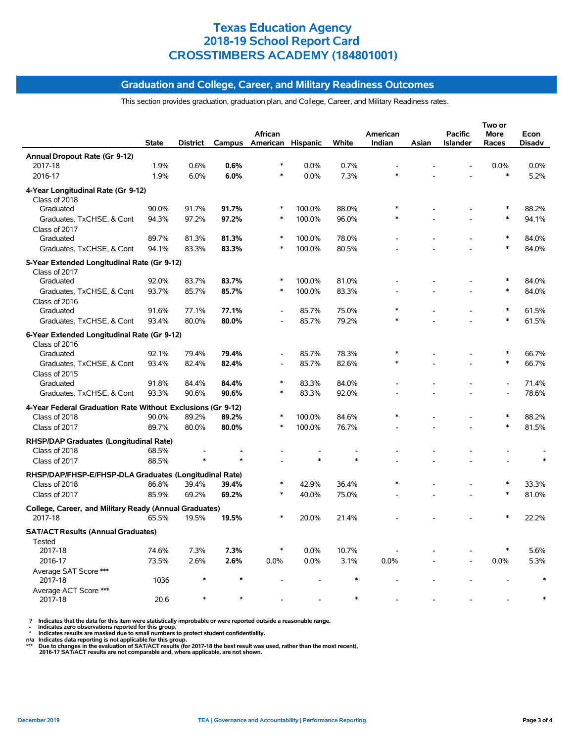# Texas Education Agency
# 2018-19 School Report Card
# CROSSTIMBERS ACADEMY (184801001)

## Graduation and College, Career, and Military Readiness Outcomes

This section provides graduation, graduation plan, and College, Career, and Military Readiness rates.

| | State | District | Campus | African American | Hispanic | White | American Indian | Asian | Pacific Islander | Two or More Races | Econ Disadv |
|---|---|---|---|---|---|---|---|---|---|---|---|
| **Annual Dropout Rate (Gr 9-12)** | | | | | | | | | | | |
| 2017-18 | 1.9% | 0.6% | **0.6%** | * | 0.0% | 0.7% | - | - | - | 0.0% | 0.0% |
| 2016-17 | 1.9% | 6.0% | **6.0%** | * | 0.0% | 7.3% | * | - | - | * | 5.2% |
| **4-Year Longitudinal Rate (Gr 9-12)** | | | | | | | | | | | |
| Class of 2018 | | | | | | | | | | | |
| Graduated | 90.0% | 91.7% | **91.7%** | * | 100.0% | 88.0% | * | - | - | * | 88.2% |
| Graduates, TxCHSE, & Cont | 94.3% | 97.2% | **97.2%** | * | 100.0% | 96.0% | * | - | - | * | 94.1% |
| Class of 2017 | | | | | | | | | | | |
| Graduated | 89.7% | 81.3% | **81.3%** | * | 100.0% | 78.0% | - | - | - | * | 84.0% |
| Graduates, TxCHSE, & Cont | 94.1% | 83.3% | **83.3%** | * | 100.0% | 80.5% | - | - | - | * | 84.0% |
| **5-Year Extended Longitudinal Rate (Gr 9-12)** | | | | | | | | | | | |
| Class of 2017 | | | | | | | | | | | |
| Graduated | 92.0% | 83.7% | **83.7%** | * | 100.0% | 81.0% | - | - | - | * | 84.0% |
| Graduates, TxCHSE, & Cont | 93.7% | 85.7% | **85.7%** | * | 100.0% | 83.3% | - | - | - | * | 84.0% |
| Class of 2016 | | | | | | | | | | | |
| Graduated | 91.6% | 77.1% | **77.1%** | - | 85.7% | 75.0% | * | - | - | * | 61.5% |
| Graduates, TxCHSE, & Cont | 93.4% | 80.0% | **80.0%** | - | 85.7% | 79.2% | * | - | - | * | 61.5% |
| **6-Year Extended Longitudinal Rate (Gr 9-12)** | | | | | | | | | | | |
| Class of 2016 | | | | | | | | | | | |
| Graduated | 92.1% | 79.4% | **79.4%** | - | 85.7% | 78.3% | * | - | - | * | 66.7% |
| Graduates, TxCHSE, & Cont | 93.4% | 82.4% | **82.4%** | - | 85.7% | 82.6% | * | - | - | * | 66.7% |
| Class of 2015 | | | | | | | | | | | |
| Graduated | 91.8% | 84.4% | **84.4%** | * | 83.3% | 84.0% | - | - | - | - | 71.4% |
| Graduates, TxCHSE, & Cont | 93.3% | 90.6% | **90.6%** | * | 83.3% | 92.0% | - | - | - | - | 78.6% |
| **4-Year Federal Graduation Rate Without Exclusions (Gr 9-12)** | | | | | | | | | | | |
| Class of 2018 | 90.0% | 89.2% | **89.2%** | * | 100.0% | 84.6% | * | - | - | * | 88.2% |
| Class of 2017 | 89.7% | 80.0% | **80.0%** | * | 100.0% | 76.7% | - | - | - | * | 81.5% |
| **RHSP/DAP Graduates (Longitudinal Rate)** | | | | | | | | | | | |
| Class of 2018 | 68.5% | - | **-** | - | - | - | - | - | - | - | - |
| Class of 2017 | 88.5% | * | * | - | * | * | - | - | - | - | * |
| **RHSP/DAP/FHSP-E/FHSP-DLA Graduates (Longitudinal Rate)** | | | | | | | | | | | |
| Class of 2018 | 86.8% | 39.4% | **39.4%** | * | 42.9% | 36.4% | * | - | - | * | 33.3% |
| Class of 2017 | 85.9% | 69.2% | **69.2%** | * | 40.0% | 75.0% | - | - | - | * | 81.0% |
| **College, Career, and Military Ready (Annual Graduates)** | | | | | | | | | | | |
| 2017-18 | 65.5% | 19.5% | **19.5%** | * | 20.0% | 21.4% | - | - | - | * | 22.2% |
| **SAT/ACT Results (Annual Graduates)** | | | | | | | | | | | |
| Tested | | | | | | | | | | | |
| 2017-18 | 74.6% | 7.3% | **7.3%** | * | 0.0% | 10.7% | - | - | - | * | 5.6% |
| 2016-17 | 73.5% | 2.6% | **2.6%** | 0.0% | 0.0% | 3.1% | 0.0% | - | - | 0.0% | 5.3% |
| Average SAT Score *** | | | | | | | | | | | |
| 2017-18 | 1036 | * | * | - | - | * | - | - | - | - | * |
| Average ACT Score *** | | | | | | | | | | | |
| 2017-18 | 20.6 | * | * | - | - | * | - | - | - | - | * |

? Indicates that the data for this item were statistically improbable or were reported outside a reasonable range.
- Indicates zero observations reported for this group.
* Indicates results are masked due to small numbers to protect student confidentiality.
n/a Indicates data reporting is not applicable for this group.
*** Due to changes in the evaluation of SAT/ACT results (for 2017-18 the best result was used, rather than the most recent), 2016-17 SAT/ACT results are not comparable and, where applicable, are not shown.